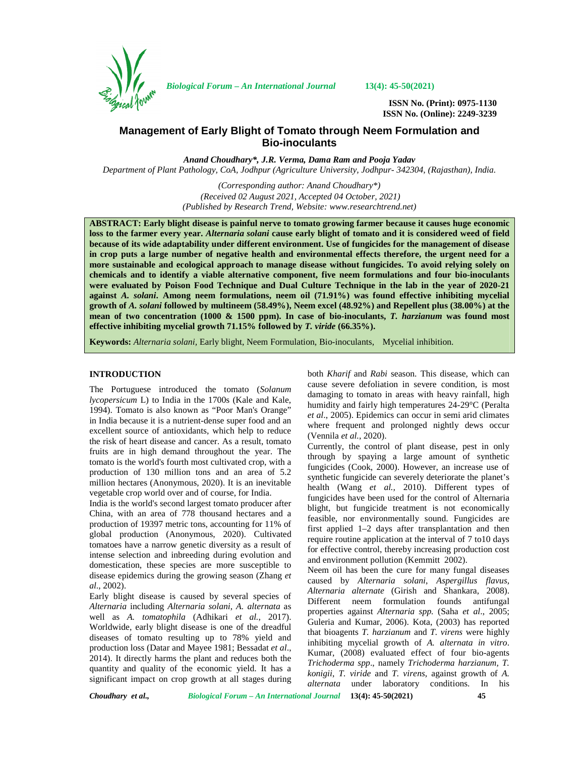# Management of Early Blight of Tomato through Neem Formulation and Bio-inoculants

*Anand Choudhary\*, J.R. Verma, Dama Ram and Pooja Yadav*
*Department of Plant Pathology, CoA, Jodhpur (Agriculture University, Jodhpur- 342304, (Rajasthan), India.*

*(Corresponding author: Anand Choudhary\*)*
*(Received 02 August 2021, Accepted 04 October, 2021)*
*(Published by Research Trend, Website: www.researchtrend.net)*

**ABSTRACT: Early blight disease is painful nerve to tomato growing farmer because it causes huge economic loss to the farmer every year. *Alternaria solani* cause early blight of tomato and it is considered weed of field because of its wide adaptability under different environment. Use of fungicides for the management of disease in crop puts a large number of negative health and environmental effects therefore, the urgent need for a more sustainable and ecological approach to manage disease without fungicides. To avoid relying solely on chemicals and to identify a viable alternative component, five neem formulations and four bio-inoculants were evaluated by Poison Food Technique and Dual Culture Technique in the lab in the year of 2020-21 against *A. solani*. Among neem formulations, neem oil (71.91%) was found effective inhibiting mycelial growth of *A. solani* followed by multineem (58.49%), Neem excel (48.92%) and Repellent plus (38.00%) at the mean of two concentration (1000 & 1500 ppm). In case of bio-inoculants, *T. harzianum* was found most effective inhibiting mycelial growth 71.15% followed by *T. viride* (66.35%).**

**Keywords:** *Alternaria solani*, Early blight, Neem Formulation, Bio-inoculants, Mycelial inhibition.

## INTRODUCTION

The Portuguese introduced the tomato (*Solanum lycopersicum* L) to India in the 1700s (Kale and Kale, 1994). Tomato is also known as "Poor Man's Orange" in India because it is a nutrient-dense super food and an excellent source of antioxidants, which help to reduce the risk of heart disease and cancer. As a result, tomato fruits are in high demand throughout the year. The tomato is the world's fourth most cultivated crop, with a production of 130 million tons and an area of 5.2 million hectares (Anonymous, 2020). It is an inevitable vegetable crop world over and of course, for India.

India is the world's second largest tomato producer after China, with an area of 778 thousand hectares and a production of 19397 metric tons, accounting for 11% of global production (Anonymous, 2020). Cultivated tomatoes have a narrow genetic diversity as a result of intense selection and inbreeding during evolution and domestication, these species are more susceptible to disease epidemics during the growing season (Zhang *et al*., 2002).

Early blight disease is caused by several species of *Alternaria* including *Alternaria solani*, *A. alternata* as well as *A. tomatophila* (Adhikari *et al.*, 2017). Worldwide, early blight disease is one of the dreadful diseases of tomato resulting up to 78% yield and production loss (Datar and Mayee 1981; Bessadat *et al*., 2014). It directly harms the plant and reduces both the quantity and quality of the economic yield. It has a significant impact on crop growth at all stages during both *Kharif* and *Rabi* season. This disease, which can cause severe defoliation in severe condition, is most damaging to tomato in areas with heavy rainfall, high humidity and fairly high temperatures 24-29°C (Peralta *et al*., 2005). Epidemics can occur in semi arid climates where frequent and prolonged nightly dews occur (Vennila *et al.*, 2020).

Currently, the control of plant disease, pest in only through by spaying a large amount of synthetic fungicides (Cook, 2000). However, an increase use of synthetic fungicide can severely deteriorate the planet's health (Wang *et al.*, 2010). Different types of fungicides have been used for the control of Alternaria blight, but fungicide treatment is not economically feasible, nor environmentally sound. Fungicides are first applied 1–2 days after transplantation and then require routine application at the interval of 7 to10 days for effective control, thereby increasing production cost and environment pollution (Kemmitt 2002).

Neem oil has been the cure for many fungal diseases caused by *Alternaria solani*, *Aspergillus flavus, Alternaria alternate* (Girish and Shankara, 2008). Different neem formulation founds antifungal properties against *Alternaria spp.* (Saha *et al*., 2005; Guleria and Kumar, 2006). Kota, (2003) has reported that bioagents *T. harzianum* and *T. virens* were highly inhibiting mycelial growth of *A. alternata in vitro*. Kumar, (2008) evaluated effect of four bio-agents *Trichoderma spp*., namely *Trichoderma harzianum, T. konigii*, *T. viride* and *T. virens*, against growth of *A. alternata* under laboratory conditions. In his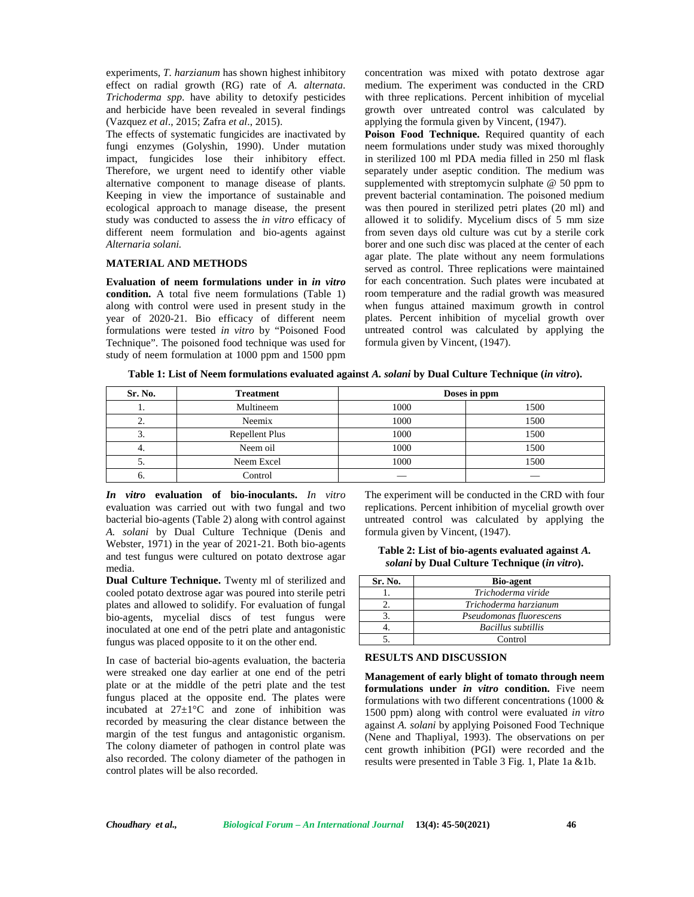experiments, *T. harzianum* has shown highest inhibitory effect on radial growth (RG) rate of *A. alternata*. *Trichoderma spp*. have ability to detoxify pesticides and herbicide have been revealed in several findings (Vazquez *et al*., 2015; Zafra *et al*., 2015).

The effects of systematic fungicides are inactivated by fungi enzymes (Golyshin, 1990). Under mutation impact, fungicides lose their inhibitory effect. Therefore, we urgent need to identify other viable alternative component to manage disease of plants. Keeping in view the importance of sustainable and ecological approach to manage disease, the present study was conducted to assess the *in vitro* efficacy of different neem formulation and bio-agents against *Alternaria solani.*

## MATERIAL AND METHODS

**Evaluation of neem formulations under in *in vitro* condition.** A total five neem formulations (Table 1) along with control were used in present study in the year of 2020-21. Bio efficacy of different neem formulations were tested *in vitro* by "Poisoned Food Technique". The poisoned food technique was used for study of neem formulation at 1000 ppm and 1500 ppm concentration was mixed with potato dextrose agar medium. The experiment was conducted in the CRD with three replications. Percent inhibition of mycelial growth over untreated control was calculated by applying the formula given by Vincent, (1947).

**Poison Food Technique.** Required quantity of each neem formulations under study was mixed thoroughly in sterilized 100 ml PDA media filled in 250 ml flask separately under aseptic condition. The medium was supplemented with streptomycin sulphate @ 50 ppm to prevent bacterial contamination. The poisoned medium was then poured in sterilized petri plates (20 ml) and allowed it to solidify. Mycelium discs of size 5 mm size from seven days old culture was cut by a sterile cork borer and one such disc was placed at the center of each agar plate. The plate without any neem formulations served as control. Three replications were maintained for each concentration. Such plates were incubated at room temperature and the radial growth was measured when fungus attained maximum growth in control plates. Percent inhibition of mycelial growth over untreated control was calculated by applying the formula given by Vincent, (1947).

**Table 1: List of Neem formulations evaluated against *A. solani* by Dual Culture Technique (*in vitro*).**

| Sr. No. | Treatment | Doses in ppm | |
|---|---|---|---|
| 1. | Multineem | 1000 | 1500 |
| 2. | Neemix | 1000 | 1500 |
| 3. | Repellent Plus | 1000 | 1500 |
| 4. | Neem oil | 1000 | 1500 |
| 5. | Neem Excel | 1000 | 1500 |
| 6. | Control | — | — |

***In vitro* evaluation of bio-inoculants.** *In vitro* evaluation was carried out with two fungal and two bacterial bio-agents (Table 2) along with control against *A. solani* by Dual Culture Technique (Denis and Webster, 1971) in the year of 2021-21. Both bio-agents and test fungus were cultured on potato dextrose agar media.

**Dual Culture Technique.** Twenty ml of sterilized and cooled potato dextrose agar was poured into sterile petri plates and allowed to solidify. For evaluation of fungal bio-agents, mycelial discs of test fungus were inoculated at one end of the petri plate and antagonistic fungus was placed opposite to it on the other end.

In case of bacterial bio-agents evaluation, the bacteria were streaked one day earlier at one end of the petri plate or at the middle of the petri plate and the test fungus placed at the opposite end. The plates were incubated at 27±1°C and zone of inhibition was recorded by measuring the clear distance between the margin of the test fungus and antagonistic organism. The colony diameter of pathogen in control plate was also recorded. The colony diameter of the pathogen in control plates will be also recorded.

The experiment will be conducted in the CRD with four replications. Percent inhibition of mycelial growth over untreated control was calculated by applying the formula given by Vincent, (1947).

**Table 2: List of bio-agents evaluated against *A. solani* by Dual Culture Technique (*in vitro*).**

| Sr. No. | Bio-agent |
|---|---|
| 1. | *Trichoderma viride* |
| 2. | *Trichoderma harzianum* |
| 3. | *Pseudomonas fluorescens* |
| 4. | *Bacillus subtillis* |
| 5. | Control |

## RESULTS AND DISCUSSION

**Management of early blight of tomato through neem formulations under *in vitro* condition.** Five neem formulations with two different concentrations (1000 & 1500 ppm) along with control were evaluated *in vitro* against *A. solani* by applying Poisoned Food Technique (Nene and Thapliyal, 1993). The observations on per cent growth inhibition (PGI) were recorded and the results were presented in Table 3 Fig. 1, Plate 1a &1b.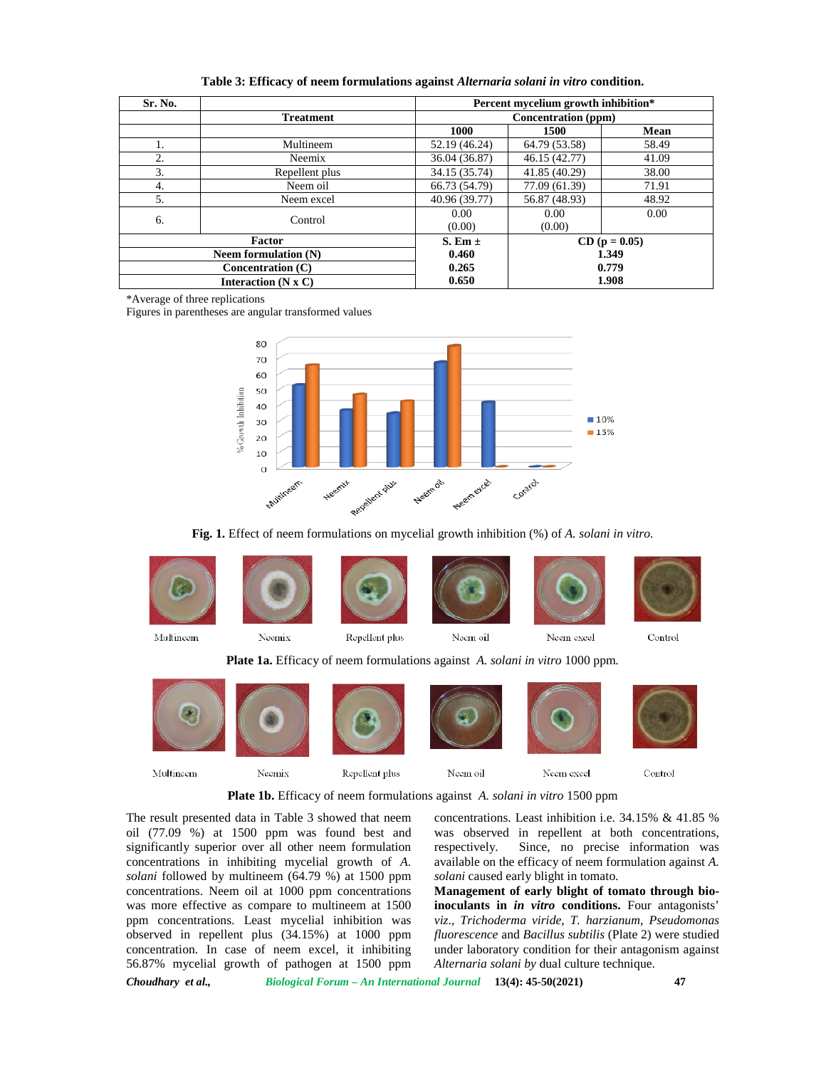**Table 3: Efficacy of neem formulations against *Alternaria solani in vitro* condition.**

| Sr. No. | Treatment | Percent mycelium growth inhibition* | | |
|---|---|---|---|---|
| | | Concentration (ppm) | | |
| | | 1000 | 1500 | Mean |
| 1. | Multineem | 52.19 (46.24) | 64.79 (53.58) | 58.49 |
| 2. | Neemix | 36.04 (36.87) | 46.15 (42.77) | 41.09 |
| 3. | Repellent plus | 34.15 (35.74) | 41.85 (40.29) | 38.00 |
| 4. | Neem oil | 66.73 (54.79) | 77.09 (61.39) | 71.91 |
| 5. | Neem excel | 40.96 (39.77) | 56.87 (48.93) | 48.92 |
| 6. | Control | 0.00 (0.00) | 0.00 (0.00) | 0.00 |
| **Factor** | | **S. Em ±** | **CD (p = 0.05)** | |
| **Neem formulation (N)** | | **0.460** | **1.349** | |
| **Concentration (C)** | | **0.265** | **0.779** | |
| **Interaction (N x C)** | | **0.650** | **1.908** | |

*Average of three replications
Figures in parentheses are angular transformed values

**Fig. 1.** Effect of neem formulations on mycelial growth inhibition (%) of *A. solani in vitro.*

**Plate 1a.** Efficacy of neem formulations against *A. solani in vitro* 1000 ppm.

**Plate 1b.** Efficacy of neem formulations against *A. solani in vitro* 1500 ppm

The result presented data in Table 3 showed that neem oil (77.09 %) at 1500 ppm was found best and significantly superior over all other neem formulation concentrations in inhibiting mycelial growth of *A. solani* followed by multineem (64.79 %) at 1500 ppm concentrations. Neem oil at 1000 ppm concentrations was more effective as compare to multineem at 1500 ppm concentrations. Least mycelial inhibition was observed in repellent plus (34.15%) at 1000 ppm concentration. In case of neem excel, it inhibiting 56.87% mycelial growth of pathogen at 1500 ppm concentrations. Least inhibition i.e. 34.15% & 41.85 % was observed in repellent at both concentrations, respectively. Since, no precise information was available on the efficacy of neem formulation against *A. solani* caused early blight in tomato.

**Management of early blight of tomato through bio-inoculants in *in vitro* conditions.** Four antagonists' *viz.*, *Trichoderma viride*, *T. harzianum*, *Pseudomonas fluorescence* and *Bacillus subtilis* (Plate 2) were studied under laboratory condition for their antagonism against *Alternaria solani by* dual culture technique.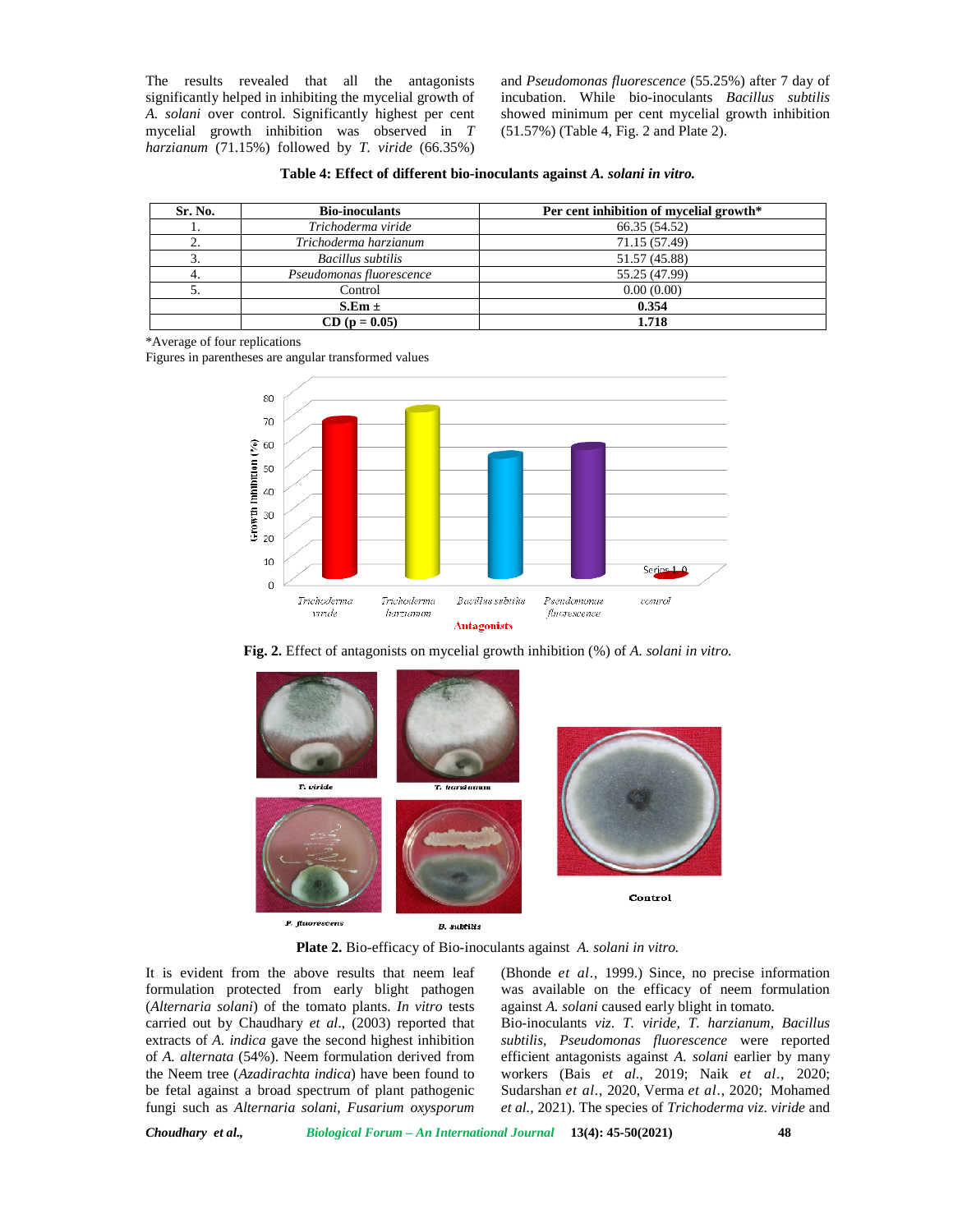The results revealed that all the antagonists significantly helped in inhibiting the mycelial growth of *A. solani* over control. Significantly highest per cent mycelial growth inhibition was observed in *T harzianum* (71.15%) followed by *T. viride* (66.35%) and *Pseudomonas fluorescence* (55.25%) after 7 day of incubation. While bio-inoculants *Bacillus subtilis* showed minimum per cent mycelial growth inhibition (51.57%) (Table 4, Fig. 2 and Plate 2).

**Table 4: Effect of different bio-inoculants against *A. solani in vitro.***

| Sr. No. | Bio-inoculants | Per cent inhibition of mycelial growth* |
|---|---|---|
| 1. | *Trichoderma viride* | 66.35 (54.52) |
| 2. | *Trichoderma harzianum* | 71.15 (57.49) |
| 3. | *Bacillus subtilis* | 51.57 (45.88) |
| 4. | *Pseudomonas fluorescence* | 55.25 (47.99) |
| 5. | Control | 0.00 (0.00) |
| | **S.Em ±** | **0.354** |
| | **CD (p = 0.05)** | **1.718** |

*Average of four replications

Figures in parentheses are angular transformed values

**Fig. 2.** Effect of antagonists on mycelial growth inhibition (%) of *A. solani in vitro.*

**Plate 2.** Bio-efficacy of Bio-inoculants against *A. solani in vitro.*

It is evident from the above results that neem leaf formulation protected from early blight pathogen (*Alternaria solani*) of the tomato plants. *In vitro* tests carried out by Chaudhary *et al*., (2003) reported that extracts of *A. indica* gave the second highest inhibition of *A. alternata* (54%). Neem formulation derived from the Neem tree (*Azadirachta indica*) have been found to be fetal against a broad spectrum of plant pathogenic fungi such as *Alternaria solani*, *Fusarium oxysporum* (Bhonde *et al*., 1999.) Since, no precise information was available on the efficacy of neem formulation against *A. solani* caused early blight in tomato.

Bio-inoculants *viz*. *T. viride, T. harzianum, Bacillus subtilis, Pseudomonas fluorescence* were reported efficient antagonists against *A. solani* earlier by many workers (Bais *et al*., 2019; Naik *et al*., 2020; Sudarshan *et al*., 2020, Verma *et al*., 2020; Mohamed *et al*., 2021). The species of *Trichoderma viz*. *viride* and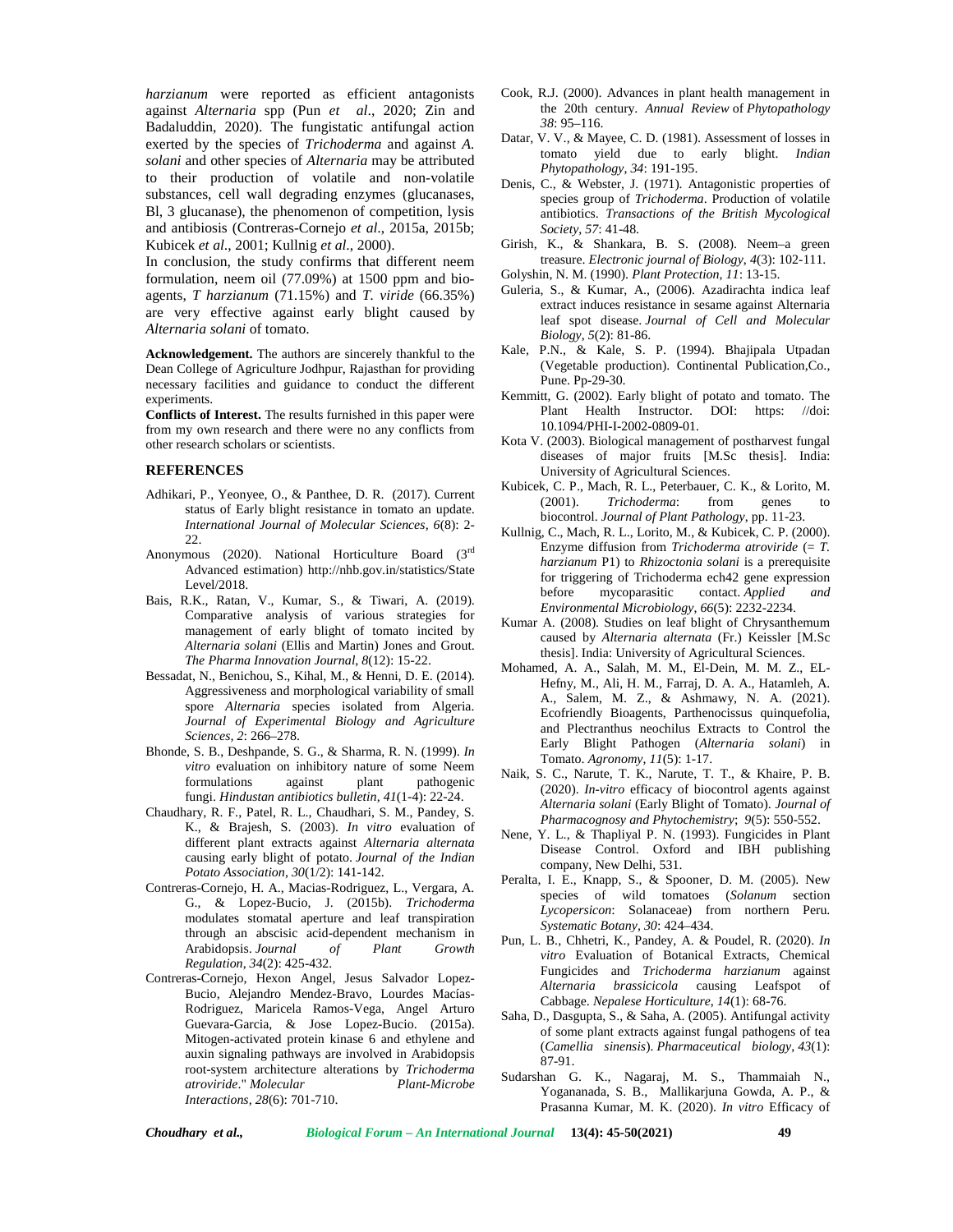*harzianum* were reported as efficient antagonists against *Alternaria* spp (Pun *et al*., 2020; Zin and Badaluddin, 2020). The fungistatic antifungal action exerted by the species of *Trichoderma* and against *A. solani* and other species of *Alternaria* may be attributed to their production of volatile and non-volatile substances, cell wall degrading enzymes (glucanases, Bl, 3 glucanase), the phenomenon of competition, lysis and antibiosis (Contreras-Cornejo *et al*., 2015a, 2015b; Kubicek *et al*., 2001; Kullnig *et al*., 2000).

In conclusion, the study confirms that different neem formulation, neem oil (77.09%) at 1500 ppm and bio-agents, *T harzianum* (71.15%) and *T. viride* (66.35%) are very effective against early blight caused by *Alternaria solani* of tomato.

**Acknowledgement.** The authors are sincerely thankful to the Dean College of Agriculture Jodhpur, Rajasthan for providing necessary facilities and guidance to conduct the different experiments.

**Conflicts of Interest.** The results furnished in this paper were from my own research and there were no any conflicts from other research scholars or scientists.

## REFERENCES

Adhikari, P., Yeonyee, O., & Panthee, D. R. (2017). Current status of Early blight resistance in tomato an update. *International Journal of Molecular Sciences*, *6*(8): 2-22.

Anonymous (2020). National Horticulture Board (3rd Advanced estimation) http://nhb.gov.in/statistics/State Level/2018.

Bais, R.K., Ratan, V., Kumar, S., & Tiwari, A. (2019). Comparative analysis of various strategies for management of early blight of tomato incited by *Alternaria solani* (Ellis and Martin) Jones and Grout. *The Pharma Innovation Journal*, *8*(12): 15-22.

Bessadat, N., Benichou, S., Kihal, M., & Henni, D. E. (2014). Aggressiveness and morphological variability of small spore *Alternaria* species isolated from Algeria. *Journal of Experimental Biology and Agriculture Sciences*, *2*: 266–278.

Bhonde, S. B., Deshpande, S. G., & Sharma, R. N. (1999). *In vitro* evaluation on inhibitory nature of some Neem formulations against plant pathogenic fungi. *Hindustan antibiotics bulletin*, *41*(1-4): 22-24.

Chaudhary, R. F., Patel, R. L., Chaudhari, S. M., Pandey, S. K., & Brajesh, S. (2003). *In vitro* evaluation of different plant extracts against *Alternaria alternata* causing early blight of potato. *Journal of the Indian Potato Association*, *30*(1/2): 141-142.

Contreras-Cornejo, H. A., Macias-Rodriguez, L., Vergara, A. G., & Lopez-Bucio, J. (2015b). *Trichoderma* modulates stomatal aperture and leaf transpiration through an abscisic acid-dependent mechanism in Arabidopsis. *Journal of Plant Growth Regulation*, *34*(2): 425-432.

Contreras-Cornejo, Hexon Angel, Jesus Salvador Lopez-Bucio, Alejandro Mendez-Bravo, Lourdes Macías-Rodríguez, Maricela Ramos-Vega, Angel Arturo Guevara-Garcia, & Jose Lopez-Bucio. (2015a). Mitogen-activated protein kinase 6 and ethylene and auxin signaling pathways are involved in Arabidopsis root-system architecture alterations by *Trichoderma atroviride*." *Molecular Plant-Microbe Interactions*, *28*(6): 701-710.

Cook, R.J. (2000). Advances in plant health management in the 20th century. *Annual Review* of *Phytopathology 38*: 95–116.

Datar, V. V., & Mayee, C. D. (1981). Assessment of losses in tomato yield due to early blight. *Indian Phytopathology*, *34*: 191-195.

Denis, C., & Webster, J. (1971). Antagonistic properties of species group of *Trichoderma*. Production of volatile antibiotics. *Transactions of the British Mycological Society*, *57*: 41-48.

Girish, K., & Shankara, B. S. (2008). Neem–a green treasure. *Electronic journal of Biology*, *4*(3): 102-111.

Golyshin, N. M. (1990). *Plant Protection, 11*: 13-15.

Guleria, S., & Kumar, A., (2006). Azadirachta indica leaf extract induces resistance in sesame against Alternaria leaf spot disease. *Journal of Cell and Molecular Biology*, *5*(2): 81-86.

Kale, P.N., & Kale, S. P. (1994). Bhajipala Utpadan (Vegetable production). Continental Publication,Co., Pune. Pp-29-30.

Kemmitt, G. (2002). Early blight of potato and tomato. The Plant Health Instructor. DOI: https: //doi: 10.1094/PHI-I-2002-0809-01.

Kota V. (2003). Biological management of postharvest fungal diseases of major fruits [M.Sc thesis]. India: University of Agricultural Sciences.

Kubicek, C. P., Mach, R. L., Peterbauer, C. K., & Lorito, M. (2001). *Trichoderma*: from genes to biocontrol. *Journal of Plant Pathology*, pp. 11-23.

Kullnig, C., Mach, R. L., Lorito, M., & Kubicek, C. P. (2000). Enzyme diffusion from *Trichoderma atroviride* (= *T. harzianum* P1) to *Rhizoctonia solani* is a prerequisite for triggering of Trichoderma ech42 gene expression before mycoparasitic contact. *Applied and Environmental Microbiology*, *66*(5): 2232-2234.

Kumar A. (2008). Studies on leaf blight of Chrysanthemum caused by *Alternaria alternata* (Fr.) Keissler [M.Sc thesis]. India: University of Agricultural Sciences.

Mohamed, A. A., Salah, M. M., El-Dein, M. M. Z., EL-Hefny, M., Ali, H. M., Farraj, D. A. A., Hatamleh, A. A., Salem, M. Z., & Ashmawy, N. A. (2021). Ecofriendly Bioagents, Parthenocissus quinquefolia, and Plectranthus neochilus Extracts to Control the Early Blight Pathogen (*Alternaria solani*) in Tomato. *Agronomy*, *11*(5): 1-17.

Naik, S. C., Narute, T. K., Narute, T. T., & Khaire, P. B. (2020). *In-vitro* efficacy of biocontrol agents against *Alternaria solani* (Early Blight of Tomato). *Journal of Pharmacognosy and Phytochemistry*; *9*(5): 550-552.

Nene, Y. L., & Thapliyal P. N. (1993). Fungicides in Plant Disease Control. Oxford and IBH publishing company, New Delhi, 531.

Peralta, I. E., Knapp, S., & Spooner, D. M. (2005). New species of wild tomatoes (*Solanum* section *Lycopersicon*: Solanaceae) from northern Peru. *Systematic Botany*, *30*: 424–434.

Pun, L. B., Chhetri, K., Pandey, A. & Poudel, R. (2020). *In vitro* Evaluation of Botanical Extracts, Chemical Fungicides and *Trichoderma harzianum* against *Alternaria brassicicola* causing Leafspot of Cabbage. *Nepalese Horticulture*, *14*(1): 68-76.

Saha, D., Dasgupta, S., & Saha, A. (2005). Antifungal activity of some plant extracts against fungal pathogens of tea (*Camellia sinensis*). *Pharmaceutical biology*, *43*(1): 87-91.

Sudarshan G. K., Nagaraj, M. S., Thammaiah N., Yogananada, S. B., Mallikarjuna Gowda, A. P., & Prasanna Kumar, M. K. (2020). *In vitro* Efficacy of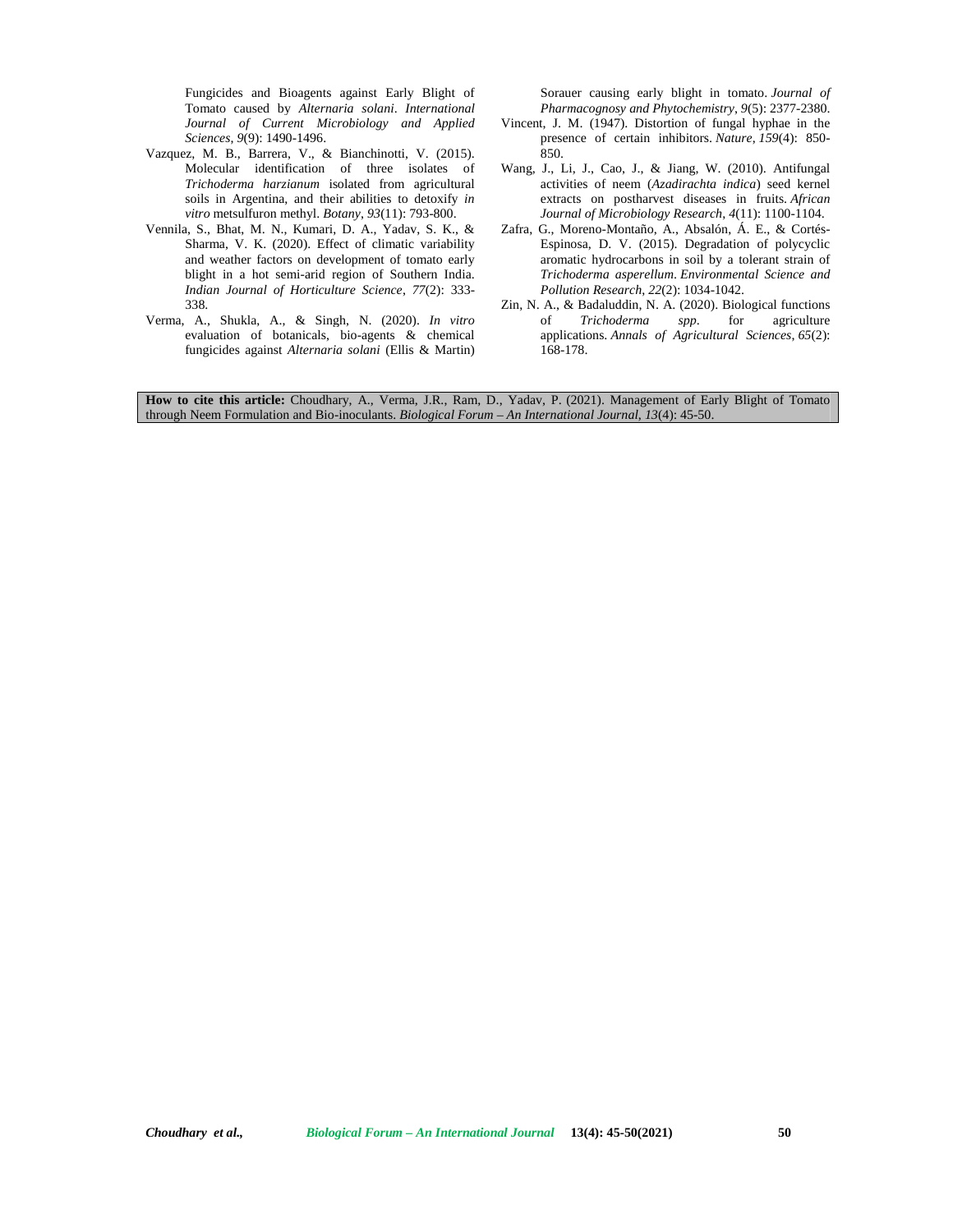Fungicides and Bioagents against Early Blight of Tomato caused by *Alternaria solani*. *International Journal of Current Microbiology and Applied Sciences*, *9*(9): 1490-1496.

Vazquez, M. B., Barrera, V., & Bianchinotti, V. (2015). Molecular identification of three isolates of *Trichoderma harzianum* isolated from agricultural soils in Argentina, and their abilities to detoxify *in vitro* metsulfuron methyl. *Botany*, *93*(11): 793-800.

Vennila, S., Bhat, M. N., Kumari, D. A., Yadav, S. K., & Sharma, V. K. (2020). Effect of climatic variability and weather factors on development of tomato early blight in a hot semi-arid region of Southern India. *Indian Journal of Horticulture Science*, *77*(2): 333-338.

Verma, A., Shukla, A., & Singh, N. (2020). *In vitro* evaluation of botanicals, bio-agents & chemical fungicides against *Alternaria solani* (Ellis & Martin) Sorauer causing early blight in tomato. *Journal of Pharmacognosy and Phytochemistry*, *9*(5): 2377-2380.

Vincent, J. M. (1947). Distortion of fungal hyphae in the presence of certain inhibitors. *Nature*, *159*(4): 850-850.

Wang, J., Li, J., Cao, J., & Jiang, W. (2010). Antifungal activities of neem (*Azadirachta indica*) seed kernel extracts on postharvest diseases in fruits. *African Journal of Microbiology Research*, *4*(11): 1100-1104.

Zafra, G., Moreno-Montaño, A., Absalón, Á. E., & Cortés-Espinosa, D. V. (2015). Degradation of polycyclic aromatic hydrocarbons in soil by a tolerant strain of *Trichoderma asperellum*. *Environmental Science and Pollution Research*, *22*(2): 1034-1042.

Zin, N. A., & Badaluddin, N. A. (2020). Biological functions of *Trichoderma spp*. for agriculture applications. *Annals of Agricultural Sciences*, *65*(2): 168-178.

**How to cite this article:** Choudhary, A., Verma, J.R., Ram, D., Yadav, P. (2021). Management of Early Blight of Tomato through Neem Formulation and Bio-inoculants. *Biological Forum – An International Journal*, *13*(4): 45-50.